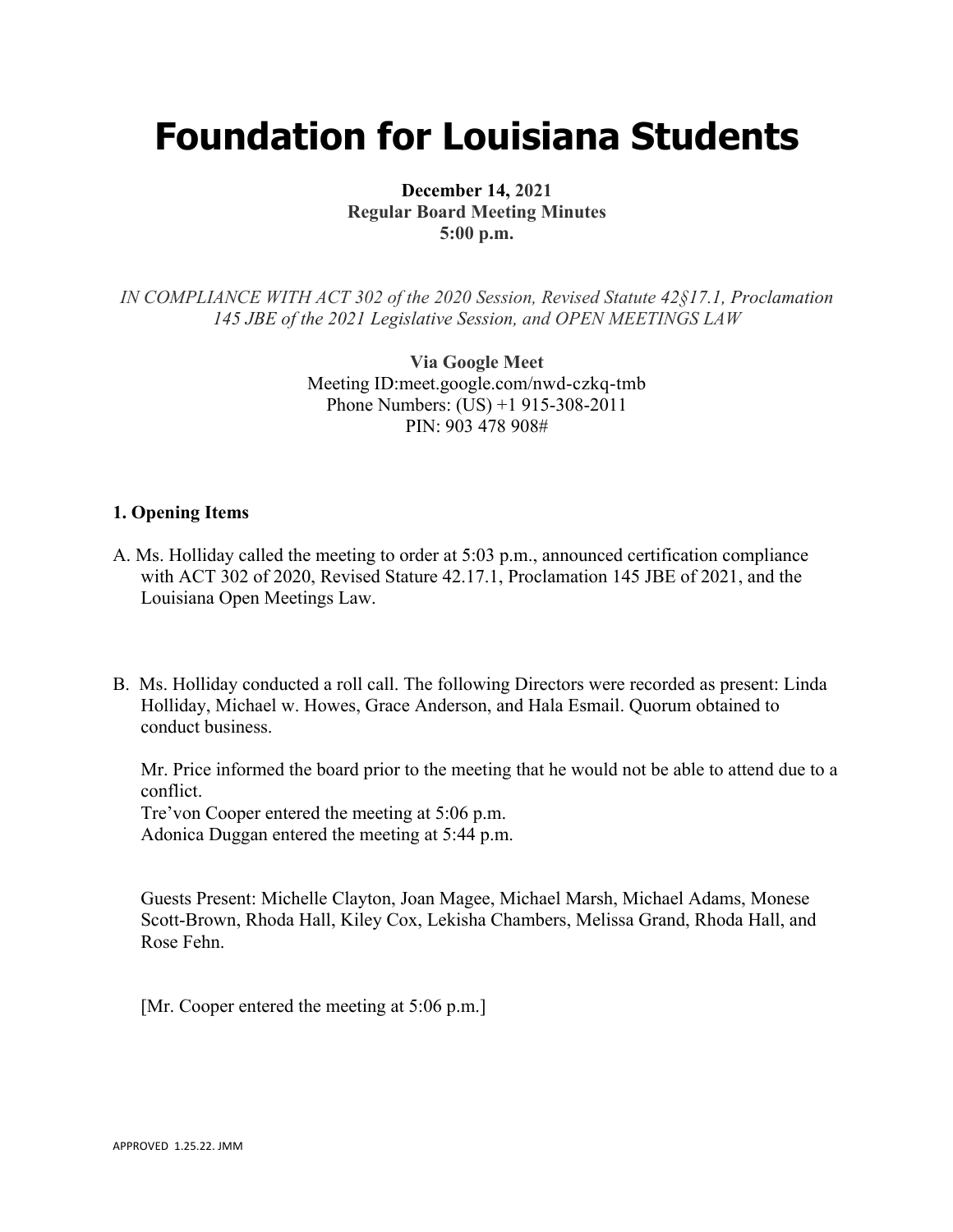# Foundation for Louisiana Students

**December 14, 2021**
**Regular Board Meeting Minutes**
**5:00 p.m.**

*IN COMPLIANCE WITH ACT 302 of the 2020 Session, Revised Statute 42§17.1, Proclamation 145 JBE of the 2021 Legislative Session, and OPEN MEETINGS LAW*

**Via Google Meet**
Meeting ID:meet.google.com/nwd-czkq-tmb
Phone Numbers: (US) +1 915-308-2011
PIN: 903 478 908#

**1. Opening Items**

A. Ms. Holliday called the meeting to order at 5:03 p.m., announced certification compliance with ACT 302 of 2020, Revised Stature 42.17.1, Proclamation 145 JBE of 2021, and the Louisiana Open Meetings Law.

B. Ms. Holliday conducted a roll call. The following Directors were recorded as present: Linda Holliday, Michael w. Howes, Grace Anderson, and Hala Esmail. Quorum obtained to conduct business.

Mr. Price informed the board prior to the meeting that he would not be able to attend due to a conflict.
Tre'von Cooper entered the meeting at 5:06 p.m.
Adonica Duggan entered the meeting at 5:44 p.m.

Guests Present: Michelle Clayton, Joan Magee, Michael Marsh, Michael Adams, Monese Scott-Brown, Rhoda Hall, Kiley Cox, Lekisha Chambers, Melissa Grand, Rhoda Hall, and Rose Fehn.

[Mr. Cooper entered the meeting at 5:06 p.m.]

APPROVED 1.25.22. JMM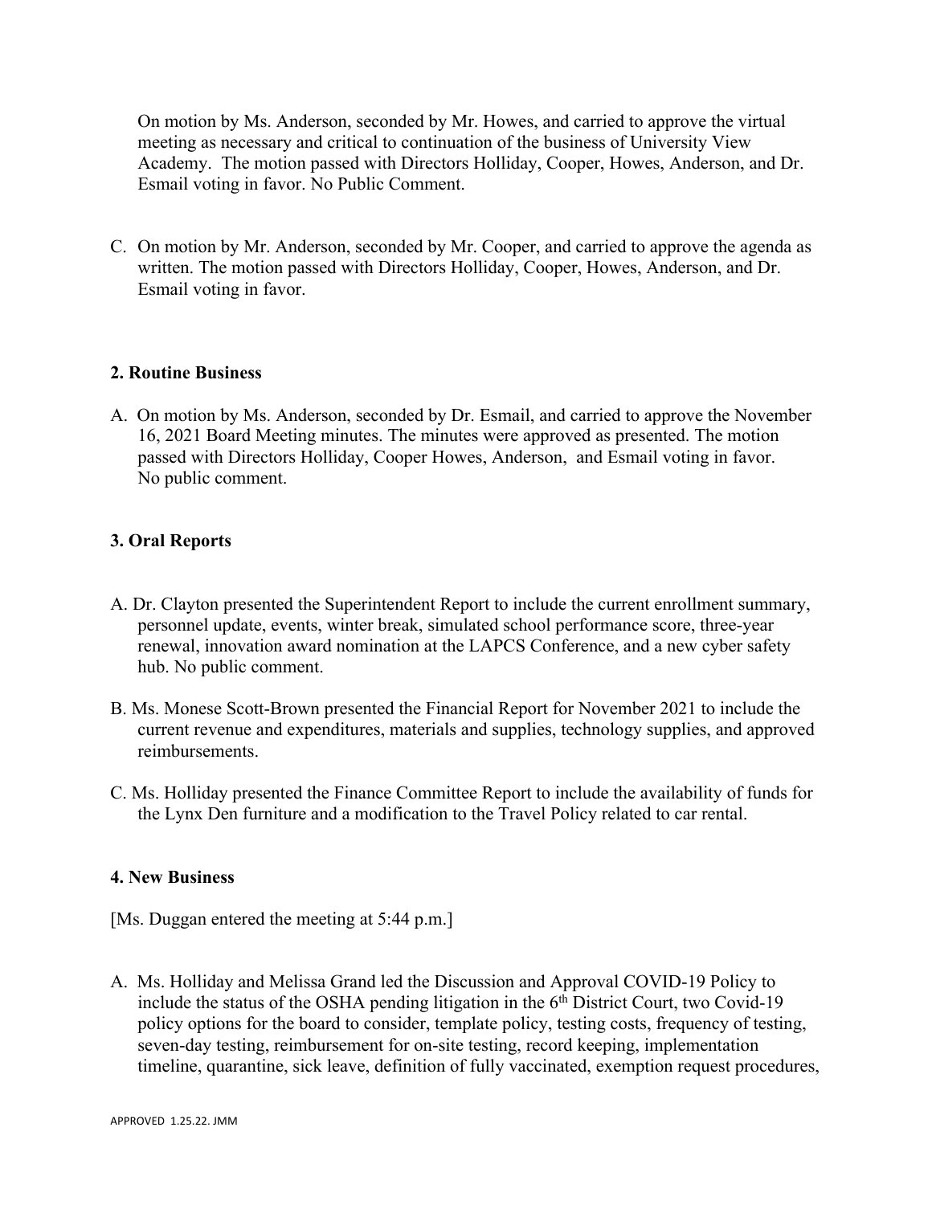On motion by Ms. Anderson, seconded by Mr. Howes, and carried to approve the virtual meeting as necessary and critical to continuation of the business of University View Academy. The motion passed with Directors Holliday, Cooper, Howes, Anderson, and Dr. Esmail voting in favor. No Public Comment.

C. On motion by Mr. Anderson, seconded by Mr. Cooper, and carried to approve the agenda as written. The motion passed with Directors Holliday, Cooper, Howes, Anderson, and Dr. Esmail voting in favor.

**2. Routine Business**

A. On motion by Ms. Anderson, seconded by Dr. Esmail, and carried to approve the November 16, 2021 Board Meeting minutes. The minutes were approved as presented. The motion passed with Directors Holliday, Cooper Howes, Anderson, and Esmail voting in favor. No public comment.

**3. Oral Reports**

A. Dr. Clayton presented the Superintendent Report to include the current enrollment summary, personnel update, events, winter break, simulated school performance score, three-year renewal, innovation award nomination at the LAPCS Conference, and a new cyber safety hub. No public comment.

B. Ms. Monese Scott-Brown presented the Financial Report for November 2021 to include the current revenue and expenditures, materials and supplies, technology supplies, and approved reimbursements.

C. Ms. Holliday presented the Finance Committee Report to include the availability of funds for the Lynx Den furniture and a modification to the Travel Policy related to car rental.

**4. New Business**

[Ms. Duggan entered the meeting at 5:44 p.m.]

A. Ms. Holliday and Melissa Grand led the Discussion and Approval COVID-19 Policy to include the status of the OSHA pending litigation in the 6th District Court, two Covid-19 policy options for the board to consider, template policy, testing costs, frequency of testing, seven-day testing, reimbursement for on-site testing, record keeping, implementation timeline, quarantine, sick leave, definition of fully vaccinated, exemption request procedures,

APPROVED 1.25.22. JMM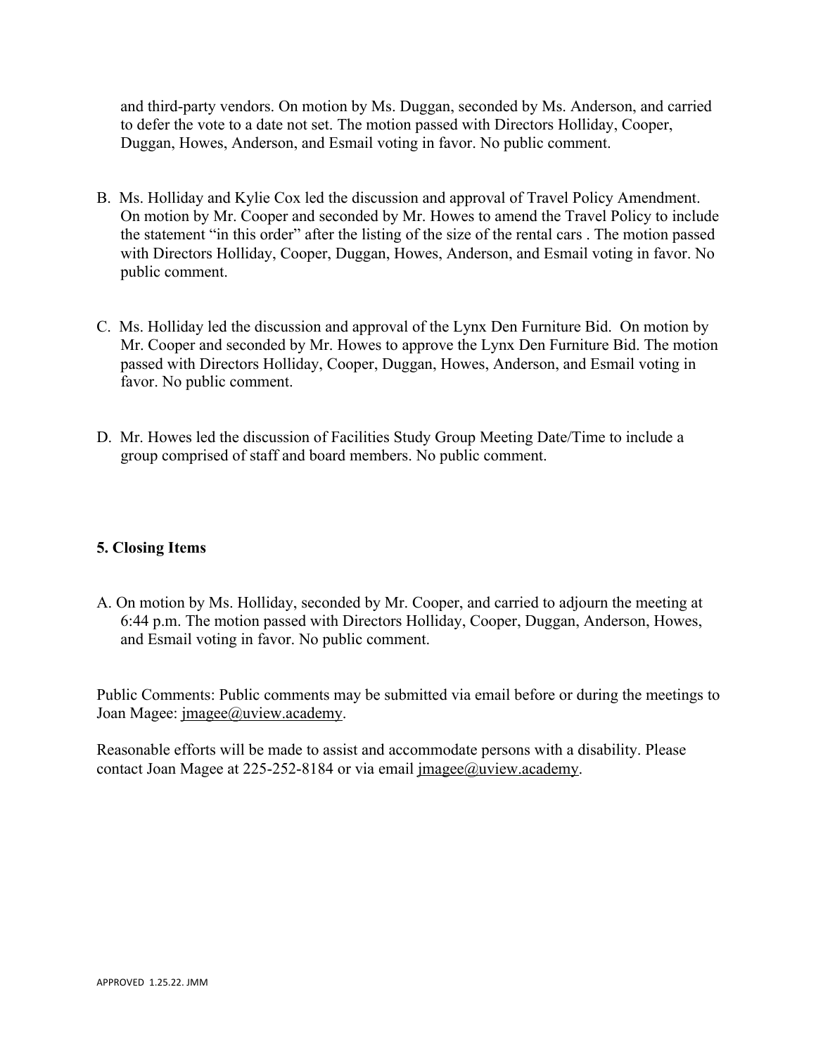and third-party vendors. On motion by Ms. Duggan, seconded by Ms. Anderson, and carried to defer the vote to a date not set. The motion passed with Directors Holliday, Cooper, Duggan, Howes, Anderson, and Esmail voting in favor. No public comment.

B. Ms. Holliday and Kylie Cox led the discussion and approval of Travel Policy Amendment. On motion by Mr. Cooper and seconded by Mr. Howes to amend the Travel Policy to include the statement "in this order" after the listing of the size of the rental cars . The motion passed with Directors Holliday, Cooper, Duggan, Howes, Anderson, and Esmail voting in favor. No public comment.

C. Ms. Holliday led the discussion and approval of the Lynx Den Furniture Bid. On motion by Mr. Cooper and seconded by Mr. Howes to approve the Lynx Den Furniture Bid. The motion passed with Directors Holliday, Cooper, Duggan, Howes, Anderson, and Esmail voting in favor. No public comment.

D. Mr. Howes led the discussion of Facilities Study Group Meeting Date/Time to include a group comprised of staff and board members. No public comment.

**5. Closing Items**

A. On motion by Ms. Holliday, seconded by Mr. Cooper, and carried to adjourn the meeting at 6:44 p.m. The motion passed with Directors Holliday, Cooper, Duggan, Anderson, Howes, and Esmail voting in favor. No public comment.

Public Comments: Public comments may be submitted via email before or during the meetings to Joan Magee: jmagee@uview.academy.

Reasonable efforts will be made to assist and accommodate persons with a disability. Please contact Joan Magee at 225-252-8184 or via email jmagee@uview.academy.

APPROVED 1.25.22. JMM